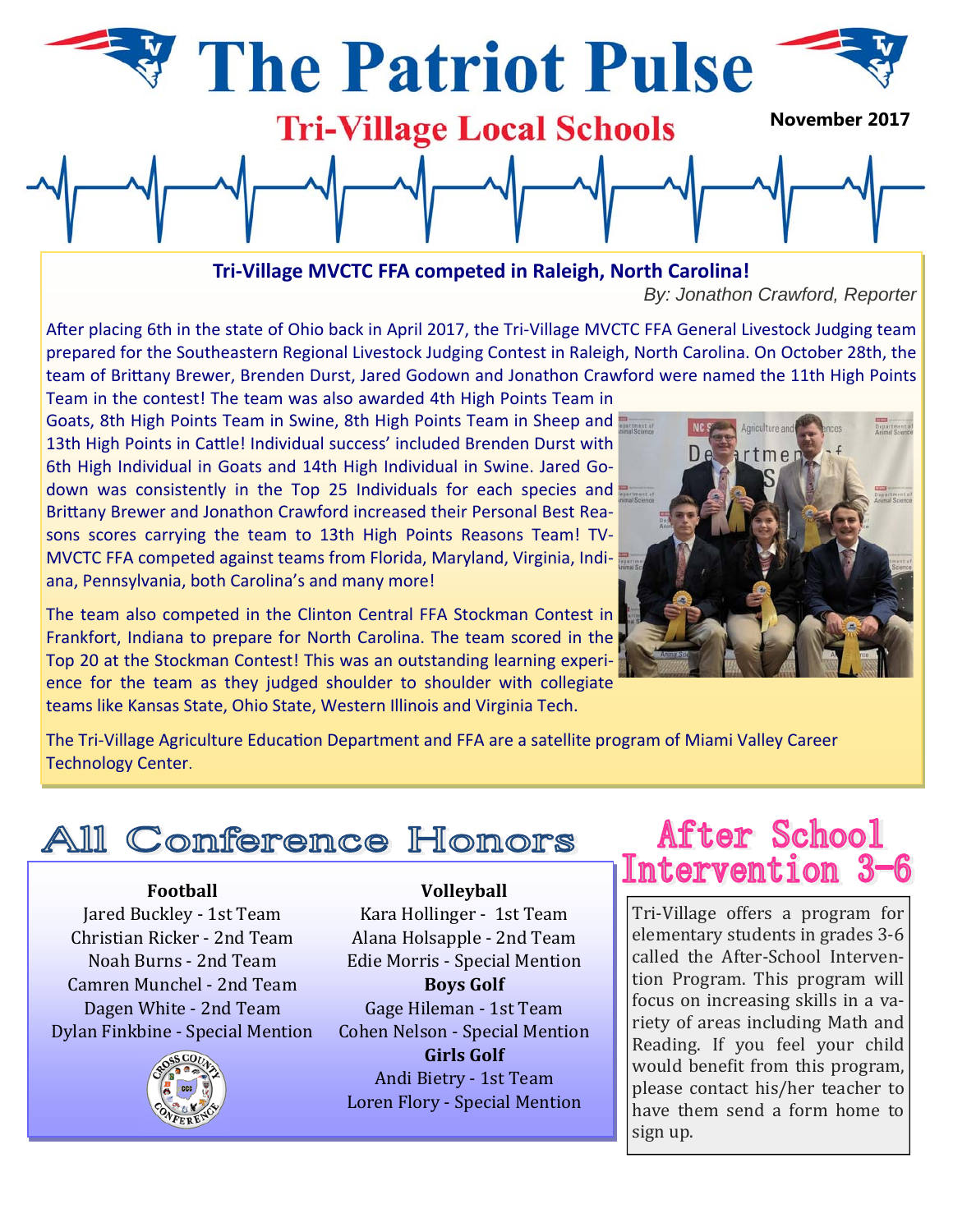# The Patriot Pulse

## Tri-Village Local Schools

**November 2017**

### Tri-Village MVCTC FFA competed in Raleigh, North Carolina!

*By: Jonathon Crawford, Reporter*

After placing 6th in the state of Ohio back in April 2017, the Tri-Village MVCTC FFA General Livestock Judging team prepared for the Southeastern Regional Livestock Judging Contest in Raleigh, North Carolina. On October 28th, the team of Brittany Brewer, Brenden Durst, Jared Godown and Jonathon Crawford were named the 11th High Points Team in the contest! The team was also awarded 4th High Points Team in Goats, 8th High Points Team in Swine, 8th High Points Team in Sheep and 13th High Points in Cattle! Individual success' included Brenden Durst with 6th High Individual in Goats and 14th High Individual in Swine. Jared Godown was consistently in the Top 25 Individuals for each species and Brittany Brewer and Jonathon Crawford increased their Personal Best Reasons scores carrying the team to 13th High Points Reasons Team! TV-MVCTC FFA competed against teams from Florida, Maryland, Virginia, Indiana, Pennsylvania, both Carolina's and many more!

The team also competed in the Clinton Central FFA Stockman Contest in Frankfort, Indiana to prepare for North Carolina. The team scored in the Top 20 at the Stockman Contest! This was an outstanding learning experience for the team as they judged shoulder to shoulder with collegiate teams like Kansas State, Ohio State, Western Illinois and Virginia Tech.

The Tri-Village Agriculture Education Department and FFA are a satellite program of Miami Valley Career Technology Center.

## All Conference Honors

**Football**
Jared Buckley - 1st Team
Christian Ricker - 2nd Team
Noah Burns - 2nd Team
Camren Munchel - 2nd Team
Dagen White - 2nd Team
Dylan Finkbine - Special Mention

**Volleyball**
Kara Hollinger - 1st Team
Alana Holsapple - 2nd Team
Edie Morris - Special Mention

**Boys Golf**
Gage Hileman - 1st Team
Cohen Nelson - Special Mention

**Girls Golf**
Andi Bietry - 1st Team
Loren Flory - Special Mention

## After School Intervention 3-6

Tri-Village offers a program for elementary students in grades 3-6 called the After-School Intervention Program. This program will focus on increasing skills in a variety of areas including Math and Reading. If you feel your child would benefit from this program, please contact his/her teacher to have them send a form home to sign up.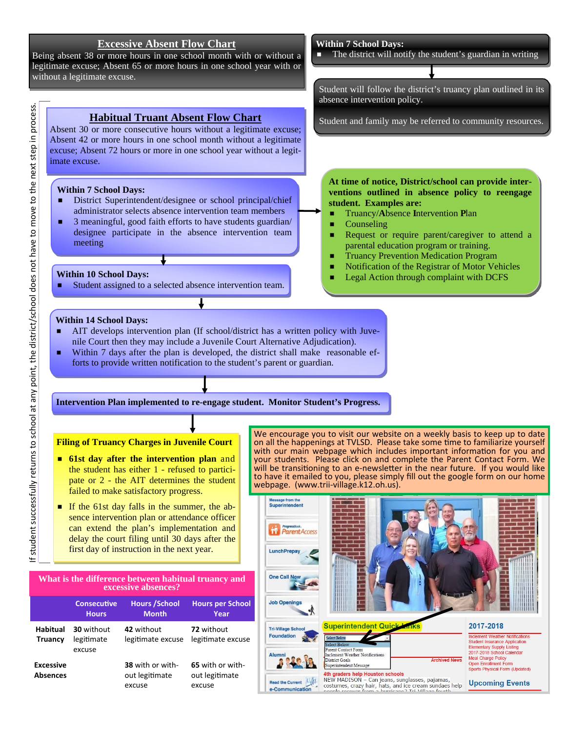## Excessive Absent Flow Chart

Being absent 38 or more hours in one school month with or without a legitimate excuse; Absent 65 or more hours in one school year with or without a legitimate excuse.

**Within 7 School Days:**

- The district will notify the student's guardian in writing

Student will follow the district's truancy plan outlined in its absence intervention policy.

Student and family may be referred to community resources.

## Habitual Truant Absent Flow Chart

Absent 30 or more consecutive hours without a legitimate excuse; Absent 42 or more hours in one school month without a legitimate excuse; Absent 72 hours or more in one school year without a legitimate excuse.

**Within 7 School Days:**

- District Superintendent/designee or school principal/chief administrator selects absence intervention team members
- 3 meaningful, good faith efforts to have students guardian/designee participate in the absence intervention team meeting

**At time of notice, District/school can provide interventions outlined in absence policy to reengage student. Examples are:**

- Truancy/**A**bsence **I**ntervention **P**lan
- Counseling
- Request or require parent/caregiver to attend a parental education program or training.
- Truancy Prevention Medication Program
- Notification of the Registrar of Motor Vehicles
- Legal Action through complaint with DCFS

**Within 10 School Days:**

- Student assigned to a selected absence intervention team.

**Within 14 School Days:**

- AIT develops intervention plan (If school/district has a written policy with Juvenile Court then they may include a Juvenile Court Alternative Adjudication).
- Within 7 days after the plan is developed, the district shall make reasonable efforts to provide written notification to the student's parent or guardian.

**Intervention Plan implemented to re-engage student. Monitor Student's Progress.**

**Filing of Truancy Charges in Juvenile Court**

- **61st day after the intervention plan** and the student has either 1 - refused to participate or 2 - the AIT determines the student failed to make satisfactory progress.
- If the 61st day falls in the summer, the absence intervention plan or attendance officer can extend the plan's implementation and delay the court filing until 30 days after the first day of instruction in the next year.

If student successfully returns to school at any point, the district/school does not have to move to the next step in process.

**What is the difference between habitual truancy and excessive absences?**

| | Consecutive Hours | Hours /School Month | Hours per School Year |
|---|---|---|---|
| **Habitual Truancy** | **30** without legitimate excuse | **42** without legitimate excuse | **72** without legitimate excuse |
| **Excessive Absences** | | **38** with or without legitimate excuse | **65** with or without legitimate excuse |

We encourage you to visit our website on a weekly basis to keep up to date on all the happenings at TVLSD. Please take some time to familiarize yourself with our main webpage which includes important information for you and your students. Please click on and complete the Parent Contact Form. We will be transitioning to an e-newsletter in the near future. If you would like to have it emailed to you, please simply fill out the google form on our home webpage. (www.trii-village.k12.oh.us).